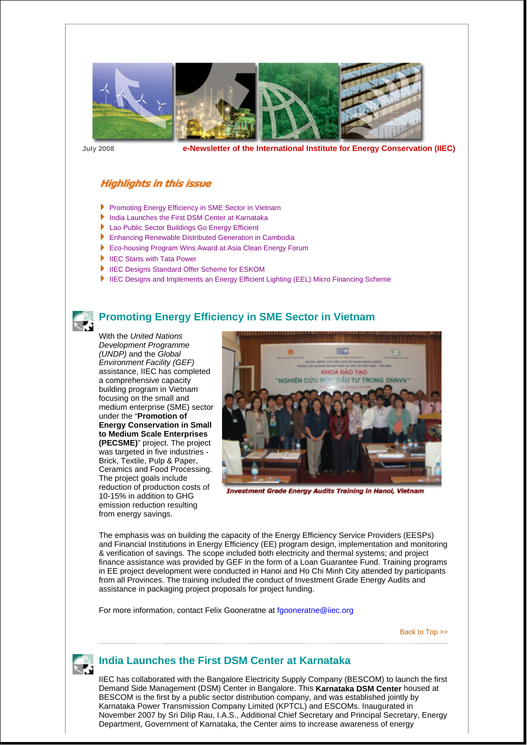July 2008

**e-Newsletter of the International Institute for Energy Conservation (IIEC)**

## Highlights in this issue

- Promoting Energy Efficiency in SME Sector in Vietnam
- India Launches the First DSM Center at Karnataka
- Lao Public Sector Buildings Go Energy Efficient
- Enhancing Renewable Distributed Generation in Cambodia
- Eco-housing Program Wins Award at Asia Clean Energy Forum
- IIEC Starts with Tata Power
- IIEC Designs Standard Offer Scheme for ESKOM
- IIEC Designs and Implements an Energy Efficient Lighting (EEL) Micro Financing Scheme

## Promoting Energy Efficiency in SME Sector in Vietnam

With the *United Nations Development Programme (UNDP)* and the *Global Environment Facility (GEF)* assistance, IIEC has completed a comprehensive capacity building program in Vietnam focusing on the small and medium enterprise (SME) sector under the "**Promotion of Energy Conservation in Small to Medium Scale Enterprises (PECSME)**" project. The project was targeted in five industries - Brick, Textile, Pulp & Paper, Ceramics and Food Processing. The project goals include reduction of production costs of 10-15% in addition to GHG emission reduction resulting from energy savings.

*Investment Grade Energy Audits Training in Hanoi, Vietnam*

The emphasis was on building the capacity of the Energy Efficiency Service Providers (EESPs) and Financial Institutions in Energy Efficiency (EE) program design, implementation and monitoring & verification of savings. The scope included both electricity and thermal systems; and project finance assistance was provided by GEF in the form of a Loan Guarantee Fund. Training programs in EE project development were conducted in Hanoi and Ho Chi Minh City attended by participants from all Provinces. The training included the conduct of Investment Grade Energy Audits and assistance in packaging project proposals for project funding.

For more information, contact Felix Gooneratne at fgooneratne@iiec.org

Back to Top >>

## India Launches the First DSM Center at Karnataka

IIEC has collaborated with the Bangalore Electricity Supply Company (BESCOM) to launch the first Demand Side Management (DSM) Center in Bangalore. This **Karnataka DSM Center** housed at BESCOM is the first by a public sector distribution company, and was established jointly by Karnataka Power Transmission Company Limited (KPTCL) and ESCOMs. Inaugurated in November 2007 by Sri Dilip Rau, I.A.S., Additional Chief Secretary and Principal Secretary, Energy Department, Government of Karnataka, the Center aims to increase awareness of energy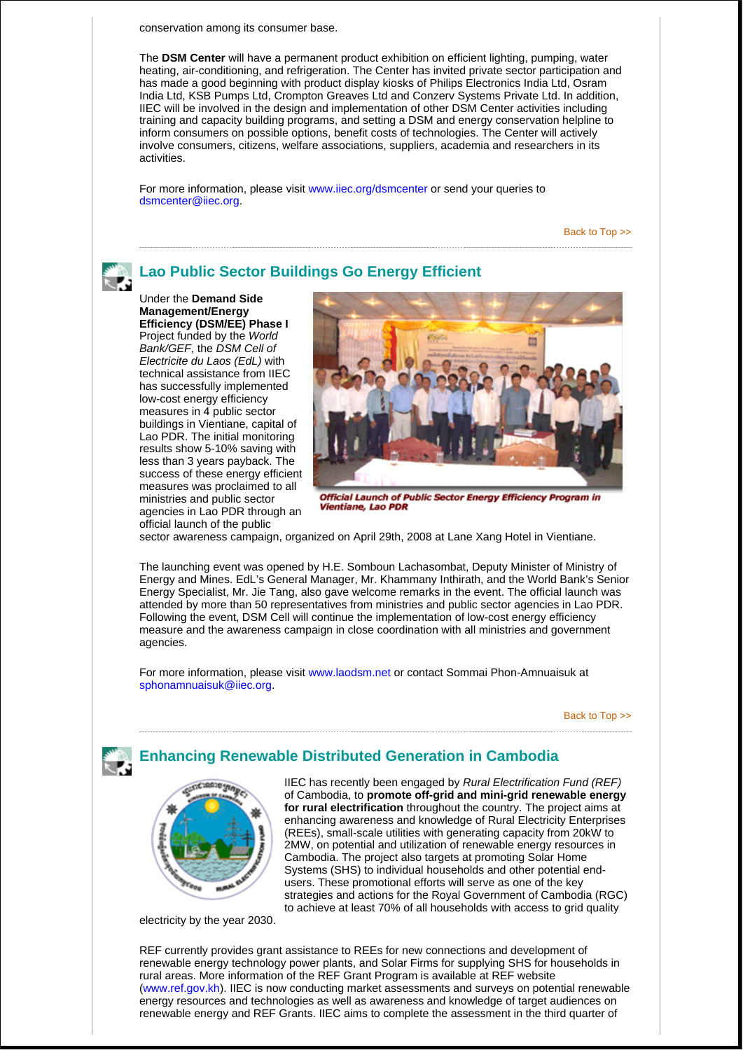conservation among its consumer base.

The **DSM Center** will have a permanent product exhibition on efficient lighting, pumping, water heating, air-conditioning, and refrigeration. The Center has invited private sector participation and has made a good beginning with product display kiosks of Philips Electronics India Ltd, Osram India Ltd, KSB Pumps Ltd, Crompton Greaves Ltd and Conzerv Systems Private Ltd. In addition, IIEC will be involved in the design and implementation of other DSM Center activities including training and capacity building programs, and setting a DSM and energy conservation helpline to inform consumers on possible options, benefit costs of technologies. The Center will actively involve consumers, citizens, welfare associations, suppliers, academia and researchers in its activities.

For more information, please visit www.iiec.org/dsmcenter or send your queries to dsmcenter@iiec.org.

Back to Top >>

## Lao Public Sector Buildings Go Energy Efficient

Under the **Demand Side Management/Energy Efficiency (DSM/EE) Phase I** Project funded by the *World Bank/GEF*, the *DSM Cell of Electricite du Laos (EdL)* with technical assistance from IIEC has successfully implemented low-cost energy efficiency measures in 4 public sector buildings in Vientiane, capital of Lao PDR. The initial monitoring results show 5-10% saving with less than 3 years payback. The success of these energy efficient measures was proclaimed to all ministries and public sector agencies in Lao PDR through an official launch of the public sector awareness campaign, organized on April 29th, 2008 at Lane Xang Hotel in Vientiane.

*Official Launch of Public Sector Energy Efficiency Program in Vientiane, Lao PDR*

The launching event was opened by H.E. Somboun Lachasombat, Deputy Minister of Ministry of Energy and Mines. EdL's General Manager, Mr. Khammany Inthirath, and the World Bank's Senior Energy Specialist, Mr. Jie Tang, also gave welcome remarks in the event. The official launch was attended by more than 50 representatives from ministries and public sector agencies in Lao PDR. Following the event, DSM Cell will continue the implementation of low-cost energy efficiency measure and the awareness campaign in close coordination with all ministries and government agencies.

For more information, please visit www.laodsm.net or contact Sommai Phon-Amnuaisuk at sphonamnuaisuk@iiec.org.

Back to Top >>

## Enhancing Renewable Distributed Generation in Cambodia

IIEC has recently been engaged by *Rural Electrification Fund (REF)* of Cambodia, to **promote off-grid and mini-grid renewable energy for rural electrification** throughout the country. The project aims at enhancing awareness and knowledge of Rural Electricity Enterprises (REEs), small-scale utilities with generating capacity from 20kW to 2MW, on potential and utilization of renewable energy resources in Cambodia. The project also targets at promoting Solar Home Systems (SHS) to individual households and other potential end-users. These promotional efforts will serve as one of the key strategies and actions for the Royal Government of Cambodia (RGC) to achieve at least 70% of all households with access to grid quality electricity by the year 2030.

REF currently provides grant assistance to REEs for new connections and development of renewable energy technology power plants, and Solar Firms for supplying SHS for households in rural areas. More information of the REF Grant Program is available at REF website (www.ref.gov.kh). IIEC is now conducting market assessments and surveys on potential renewable energy resources and technologies as well as awareness and knowledge of target audiences on renewable energy and REF Grants. IIEC aims to complete the assessment in the third quarter of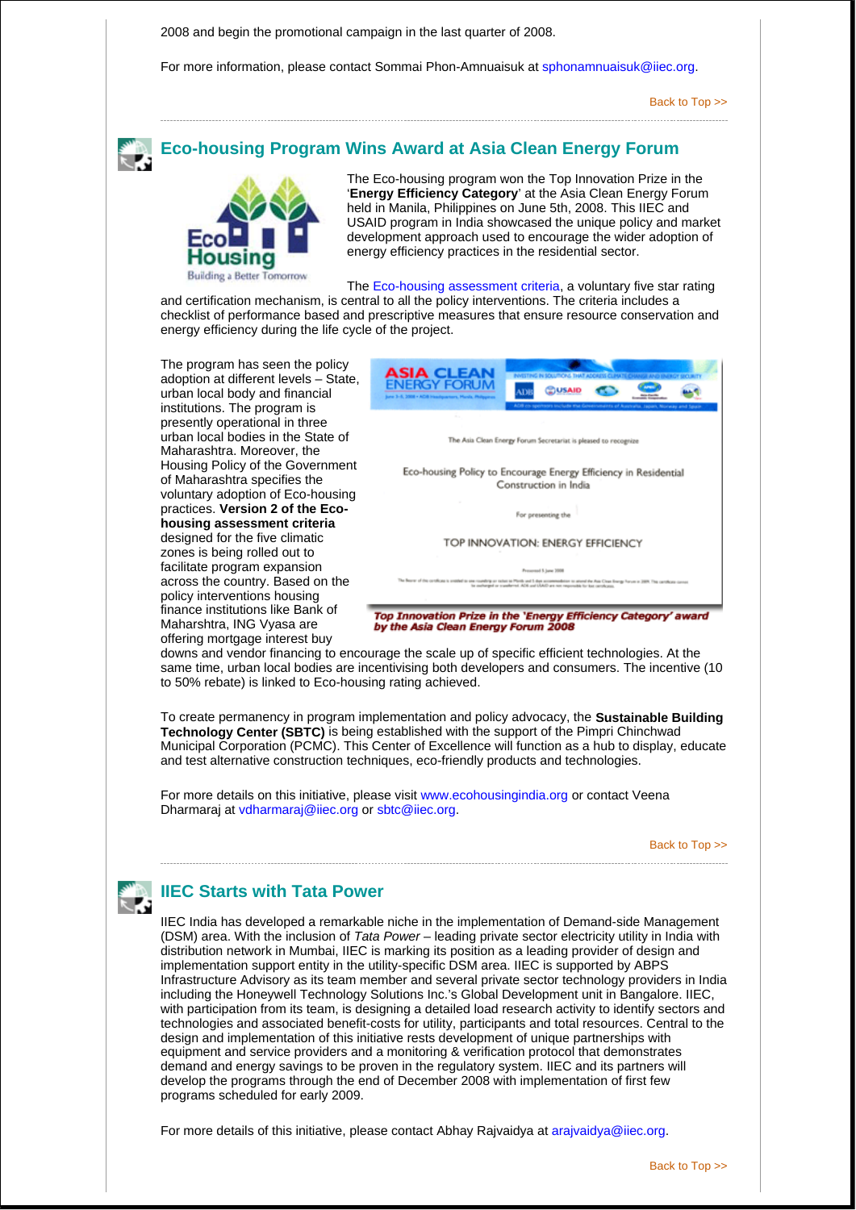2008 and begin the promotional campaign in the last quarter of 2008.

For more information, please contact Sommai Phon-Amnuaisuk at sphonamnuaisuk@iiec.org.

Back to Top >>

## Eco-housing Program Wins Award at Asia Clean Energy Forum

The Eco-housing program won the Top Innovation Prize in the '**Energy Efficiency Category**' at the Asia Clean Energy Forum held in Manila, Philippines on June 5th, 2008. This IIEC and USAID program in India showcased the unique policy and market development approach used to encourage the wider adoption of energy efficiency practices in the residential sector.

The Eco-housing assessment criteria, a voluntary five star rating and certification mechanism, is central to all the policy interventions. The criteria includes a checklist of performance based and prescriptive measures that ensure resource conservation and energy efficiency during the life cycle of the project.

The program has seen the policy adoption at different levels – State, urban local body and financial institutions. The program is presently operational in three urban local bodies in the State of Maharashtra. Moreover, the Housing Policy of the Government of Maharashtra specifies the voluntary adoption of Eco-housing practices. **Version 2 of the Eco-housing assessment criteria** designed for the five climatic zones is being rolled out to facilitate program expansion across the country. Based on the policy interventions housing finance institutions like Bank of Maharshtra, ING Vyasa are offering mortgage interest buy downs and vendor financing to encourage the scale up of specific efficient technologies. At the same time, urban local bodies are incentivising both developers and consumers. The incentive (10 to 50% rebate) is linked to Eco-housing rating achieved.

*Top Innovation Prize in the 'Energy Efficiency Category' award by the Asia Clean Energy Forum 2008*

To create permanency in program implementation and policy advocacy, the **Sustainable Building Technology Center (SBTC)** is being established with the support of the Pimpri Chinchwad Municipal Corporation (PCMC). This Center of Excellence will function as a hub to display, educate and test alternative construction techniques, eco-friendly products and technologies.

For more details on this initiative, please visit www.ecohousingindia.org or contact Veena Dharmaraj at vdharmaraj@iiec.org or sbtc@iiec.org.

Back to Top >>

## IIEC Starts with Tata Power

IIEC India has developed a remarkable niche in the implementation of Demand-side Management (DSM) area. With the inclusion of *Tata Power* – leading private sector electricity utility in India with distribution network in Mumbai, IIEC is marking its position as a leading provider of design and implementation support entity in the utility-specific DSM area. IIEC is supported by ABPS Infrastructure Advisory as its team member and several private sector technology providers in India including the Honeywell Technology Solutions Inc.'s Global Development unit in Bangalore. IIEC, with participation from its team, is designing a detailed load research activity to identify sectors and technologies and associated benefit-costs for utility, participants and total resources. Central to the design and implementation of this initiative rests development of unique partnerships with equipment and service providers and a monitoring & verification protocol that demonstrates demand and energy savings to be proven in the regulatory system. IIEC and its partners will develop the programs through the end of December 2008 with implementation of first few programs scheduled for early 2009.

For more details of this initiative, please contact Abhay Rajvaidya at arajvaidya@iiec.org.

Back to Top >>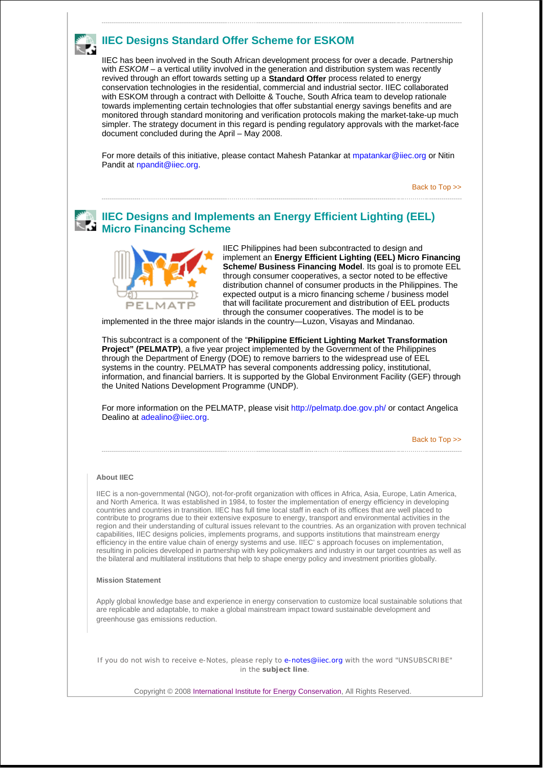## IIEC Designs Standard Offer Scheme for ESKOM

IIEC has been involved in the South African development process for over a decade. Partnership with *ESKOM* – a vertical utility involved in the generation and distribution system was recently revived through an effort towards setting up a **Standard Offer** process related to energy conservation technologies in the residential, commercial and industrial sector. IIEC collaborated with ESKOM through a contract with Delloitte & Touche, South Africa team to develop rationale towards implementing certain technologies that offer substantial energy savings benefits and are monitored through standard monitoring and verification protocols making the market-take-up much simpler. The strategy document in this regard is pending regulatory approvals with the market-face document concluded during the April – May 2008.

For more details of this initiative, please contact Mahesh Patankar at mpatankar@iiec.org or Nitin Pandit at npandit@iiec.org.

Back to Top >>

## IIEC Designs and Implements an Energy Efficient Lighting (EEL) Micro Financing Scheme

PELMATP

IIEC Philippines had been subcontracted to design and implement an **Energy Efficient Lighting (EEL) Micro Financing Scheme/ Business Financing Model**. Its goal is to promote EEL through consumer cooperatives, a sector noted to be effective distribution channel of consumer products in the Philippines. The expected output is a micro financing scheme / business model that will facilitate procurement and distribution of EEL products through the consumer cooperatives. The model is to be implemented in the three major islands in the country—Luzon, Visayas and Mindanao.

This subcontract is a component of the "**Philippine Efficient Lighting Market Transformation Project" (PELMATP)**, a five year project implemented by the Government of the Philippines through the Department of Energy (DOE) to remove barriers to the widespread use of EEL systems in the country. PELMATP has several components addressing policy, institutional, information, and financial barriers. It is supported by the Global Environment Facility (GEF) through the United Nations Development Programme (UNDP).

For more information on the PELMATP, please visit http://pelmatp.doe.gov.ph/ or contact Angelica Dealino at adealino@iiec.org.

Back to Top >>

**About IIEC**

IIEC is a non-governmental (NGO), not-for-profit organization with offices in Africa, Asia, Europe, Latin America, and North America. It was established in 1984, to foster the implementation of energy efficiency in developing countries and countries in transition. IIEC has full time local staff in each of its offices that are well placed to contribute to programs due to their extensive exposure to energy, transport and environmental activities in the region and their understanding of cultural issues relevant to the countries. As an organization with proven technical capabilities, IIEC designs policies, implements programs, and supports institutions that mainstream energy efficiency in the entire value chain of energy systems and use. IIEC' s approach focuses on implementation, resulting in policies developed in partnership with key policymakers and industry in our target countries as well as the bilateral and multilateral institutions that help to shape energy policy and investment priorities globally.

**Mission Statement**

Apply global knowledge base and experience in energy conservation to customize local sustainable solutions that are replicable and adaptable, to make a global mainstream impact toward sustainable development and greenhouse gas emissions reduction.

If you do not wish to receive e-Notes, please reply to e-notes@iiec.org with the word "UNSUBSCRIBE" in the **subject line**.

Copyright © 2008 International Institute for Energy Conservation, All Rights Reserved.